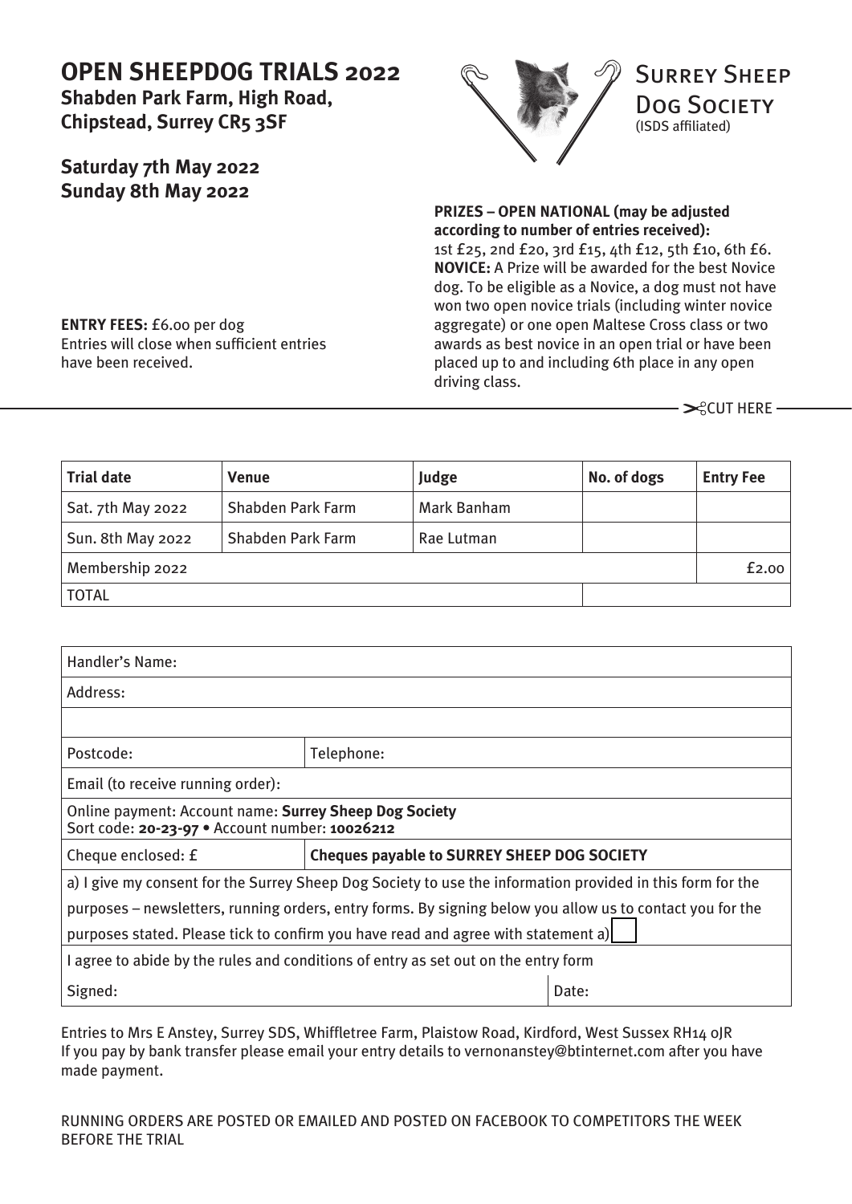# OPEN SHEEPDOG TRIALS 2022

**Shabden Park Farm, High Road, Chipstead, Surrey CR5 3SF**

## Saturday 7th May 2022
## Sunday 8th May 2022

Surrey Sheep Dog Society
(ISDS affiliated)

**ENTRY FEES:** £6.00 per dog
Entries will close when sufficient entries have been received.

**PRIZES – OPEN NATIONAL (may be adjusted according to number of entries received):**
1st £25, 2nd £20, 3rd £15, 4th £12, 5th £10, 6th £6.
**NOVICE:** A Prize will be awarded for the best Novice dog. To be eligible as a Novice, a dog must not have won two open novice trials (including winter novice aggregate) or one open Maltese Cross class or two awards as best novice in an open trial or have been placed up to and including 6th place in any open driving class.

✂ CUT HERE

| Trial date | Venue | Judge | No. of dogs | Entry Fee |
|---|---|---|---|---|
| Sat. 7th May 2022 | Shabden Park Farm | Mark Banham | | |
| Sun. 8th May 2022 | Shabden Park Farm | Rae Lutman | | |
| Membership 2022 | | | | £2.00 |
| TOTAL | | | | |

| | |
|---|---|
| Handler's Name: | |
| Address: | |
| | |
| Postcode: | Telephone: |
| Email (to receive running order): | |
| Online payment: Account name: **Surrey Sheep Dog Society** Sort code: **20-23-97** • Account number: **10026212** | |
| Cheque enclosed: £ | **Cheques payable to SURREY SHEEP DOG SOCIETY** |
| a) I give my consent for the Surrey Sheep Dog Society to use the information provided in this form for the purposes – newsletters, running orders, entry forms. By signing below you allow us to contact you for the purposes stated. Please tick to confirm you have read and agree with statement a) ☐ | |
| I agree to abide by the rules and conditions of entry as set out on the entry form | |
| Signed: | Date: |

Entries to Mrs E Anstey, Surrey SDS, Whiffletree Farm, Plaistow Road, Kirdford, West Sussex RH14 0JR
If you pay by bank transfer please email your entry details to vernonanstey@btinternet.com after you have made payment.

RUNNING ORDERS ARE POSTED OR EMAILED AND POSTED ON FACEBOOK TO COMPETITORS THE WEEK BEFORE THE TRIAL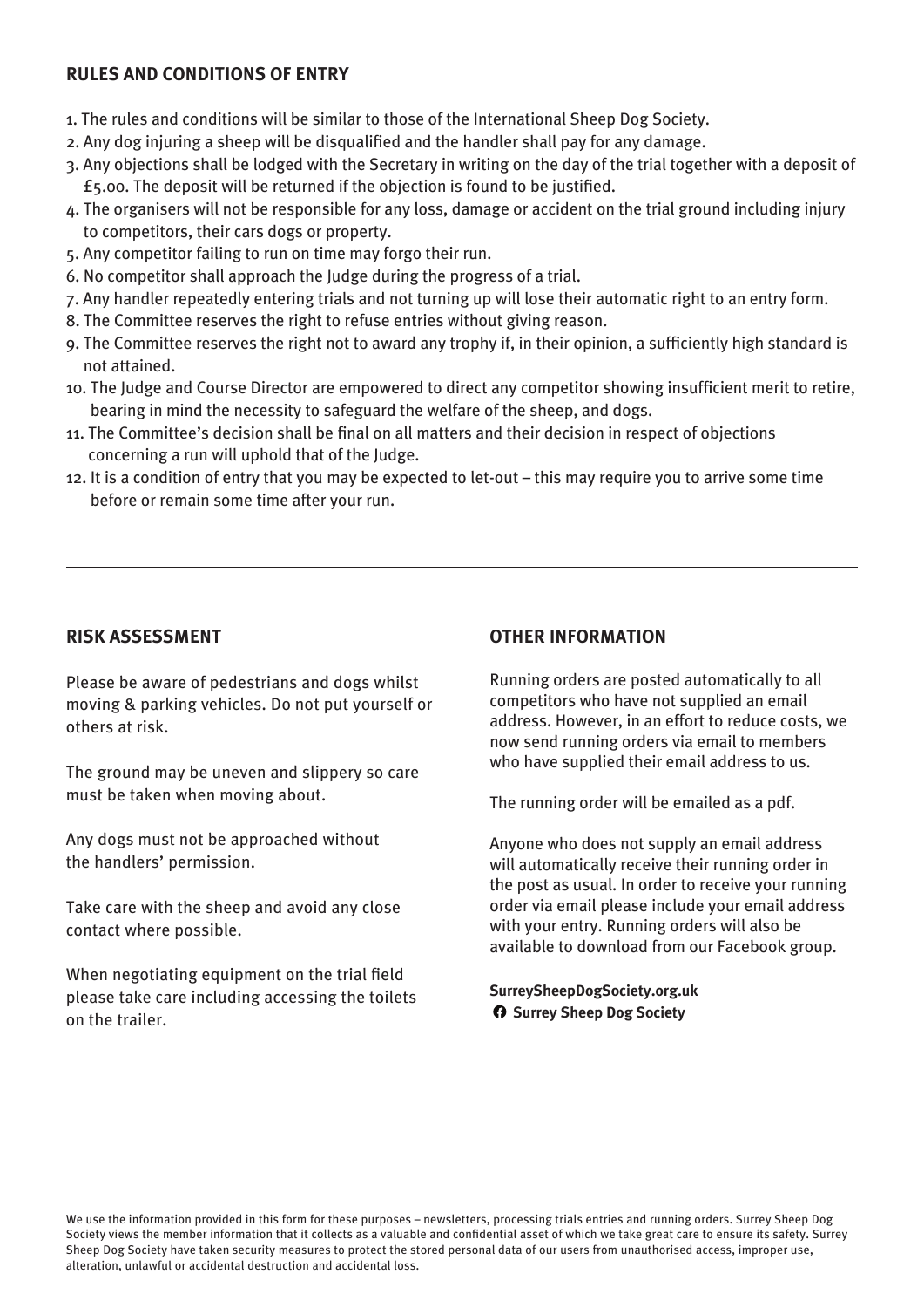## RULES AND CONDITIONS OF ENTRY

1. The rules and conditions will be similar to those of the International Sheep Dog Society.
2. Any dog injuring a sheep will be disqualified and the handler shall pay for any damage.
3. Any objections shall be lodged with the Secretary in writing on the day of the trial together with a deposit of £5.00. The deposit will be returned if the objection is found to be justified.
4. The organisers will not be responsible for any loss, damage or accident on the trial ground including injury to competitors, their cars dogs or property.
5. Any competitor failing to run on time may forgo their run.
6. No competitor shall approach the Judge during the progress of a trial.
7. Any handler repeatedly entering trials and not turning up will lose their automatic right to an entry form.
8. The Committee reserves the right to refuse entries without giving reason.
9. The Committee reserves the right not to award any trophy if, in their opinion, a sufficiently high standard is not attained.
10. The Judge and Course Director are empowered to direct any competitor showing insufficient merit to retire, bearing in mind the necessity to safeguard the welfare of the sheep, and dogs.
11. The Committee's decision shall be final on all matters and their decision in respect of objections concerning a run will uphold that of the Judge.
12. It is a condition of entry that you may be expected to let-out – this may require you to arrive some time before or remain some time after your run.

---

## RISK ASSESSMENT

Please be aware of pedestrians and dogs whilst moving & parking vehicles. Do not put yourself or others at risk.

The ground may be uneven and slippery so care must be taken when moving about.

Any dogs must not be approached without the handlers' permission.

Take care with the sheep and avoid any close contact where possible.

When negotiating equipment on the trial field please take care including accessing the toilets on the trailer.

## OTHER INFORMATION

Running orders are posted automatically to all competitors who have not supplied an email address. However, in an effort to reduce costs, we now send running orders via email to members who have supplied their email address to us.

The running order will be emailed as a pdf.

Anyone who does not supply an email address will automatically receive their running order in the post as usual. In order to receive your running order via email please include your email address with your entry. Running orders will also be available to download from our Facebook group.

**SurreySheepDogSociety.org.uk**
**Surrey Sheep Dog Society**

We use the information provided in this form for these purposes – newsletters, processing trials entries and running orders. Surrey Sheep Dog Society views the member information that it collects as a valuable and confidential asset of which we take great care to ensure its safety. Surrey Sheep Dog Society have taken security measures to protect the stored personal data of our users from unauthorised access, improper use, alteration, unlawful or accidental destruction and accidental loss.